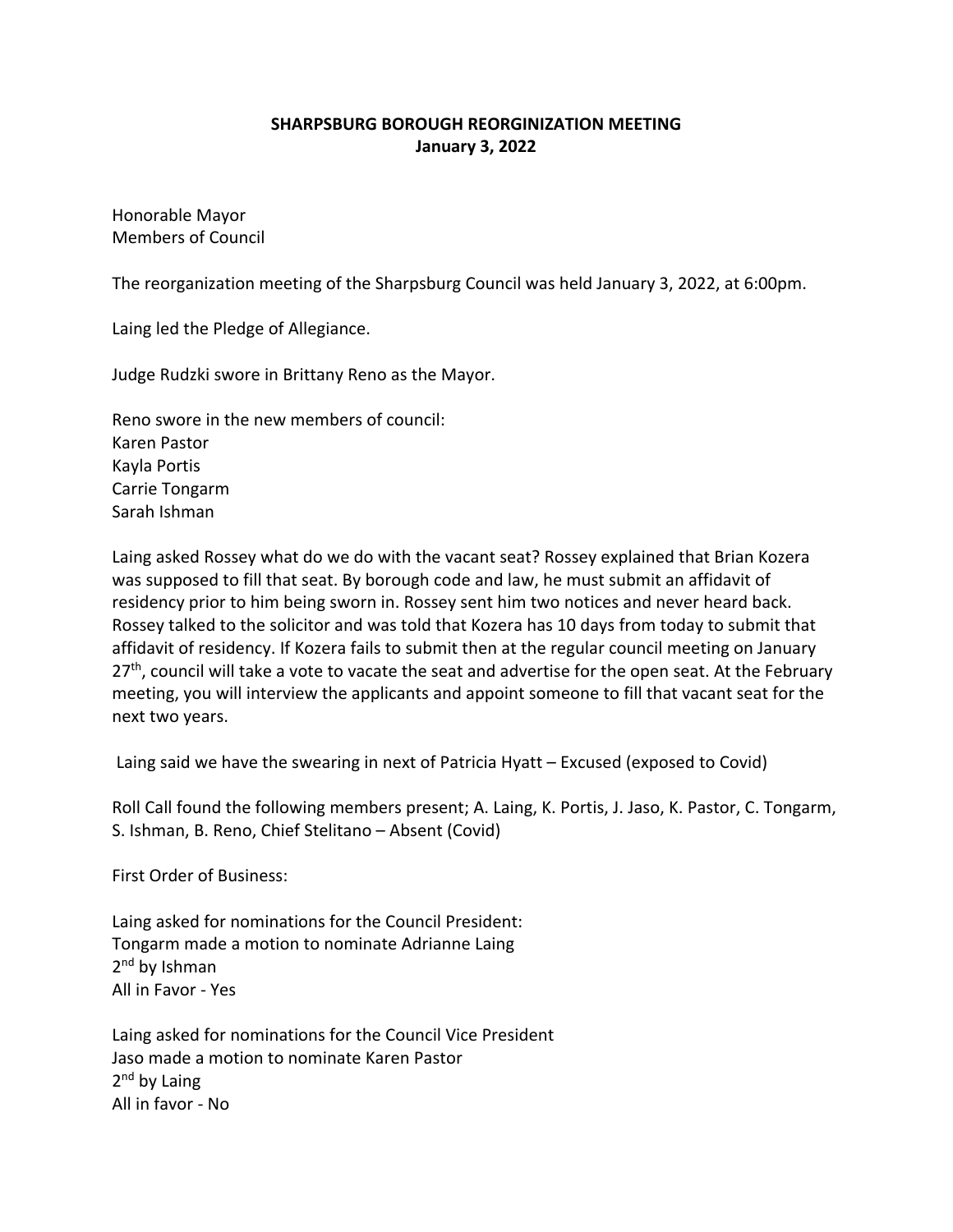**SHARPSBURG BOROUGH REORGINIZATION MEETING**
**January 3, 2022**

Honorable Mayor
Members of Council

The reorganization meeting of the Sharpsburg Council was held January 3, 2022, at 6:00pm.

Laing led the Pledge of Allegiance.

Judge Rudzki swore in Brittany Reno as the Mayor.

Reno swore in the new members of council:
Karen Pastor
Kayla Portis
Carrie Tongarm
Sarah Ishman

Laing asked Rossey what do we do with the vacant seat? Rossey explained that Brian Kozera was supposed to fill that seat. By borough code and law, he must submit an affidavit of residency prior to him being sworn in. Rossey sent him two notices and never heard back. Rossey talked to the solicitor and was told that Kozera has 10 days from today to submit that affidavit of residency. If Kozera fails to submit then at the regular council meeting on January 27th, council will take a vote to vacate the seat and advertise for the open seat. At the February meeting, you will interview the applicants and appoint someone to fill that vacant seat for the next two years.

Laing said we have the swearing in next of Patricia Hyatt – Excused (exposed to Covid)

Roll Call found the following members present; A. Laing, K. Portis, J. Jaso, K. Pastor, C. Tongarm, S. Ishman, B. Reno, Chief Stelitano – Absent (Covid)

First Order of Business:

Laing asked for nominations for the Council President:
Tongarm made a motion to nominate Adrianne Laing
2nd by Ishman
All in Favor - Yes

Laing asked for nominations for the Council Vice President
Jaso made a motion to nominate Karen Pastor
2nd by Laing
All in favor - No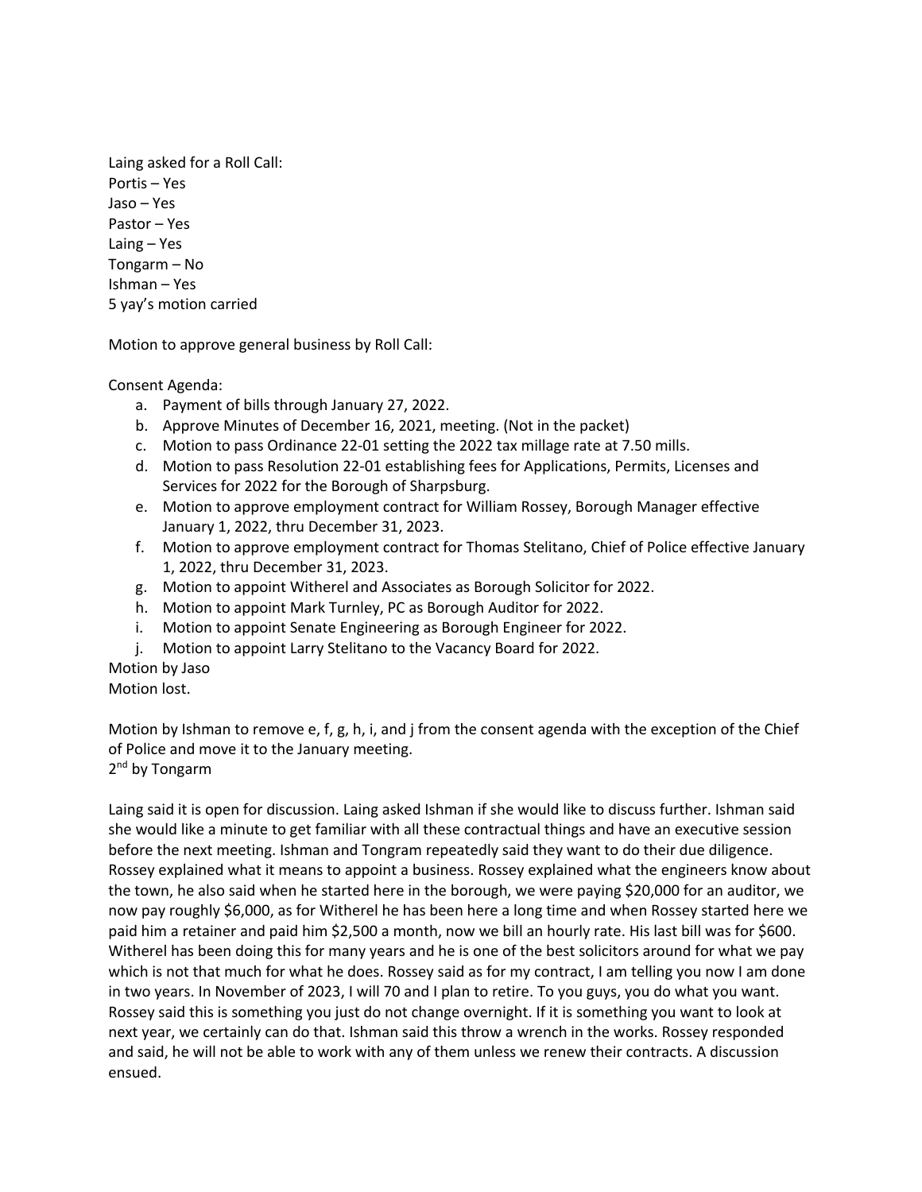Laing asked for a Roll Call:
Portis – Yes
Jaso – Yes
Pastor – Yes
Laing – Yes
Tongarm – No
Ishman – Yes
5 yay's motion carried

Motion to approve general business by Roll Call:

Consent Agenda:

a. Payment of bills through January 27, 2022.
b. Approve Minutes of December 16, 2021, meeting. (Not in the packet)
c. Motion to pass Ordinance 22-01 setting the 2022 tax millage rate at 7.50 mills.
d. Motion to pass Resolution 22-01 establishing fees for Applications, Permits, Licenses and Services for 2022 for the Borough of Sharpsburg.
e. Motion to approve employment contract for William Rossey, Borough Manager effective January 1, 2022, thru December 31, 2023.
f. Motion to approve employment contract for Thomas Stelitano, Chief of Police effective January 1, 2022, thru December 31, 2023.
g. Motion to appoint Witherel and Associates as Borough Solicitor for 2022.
h. Motion to appoint Mark Turnley, PC as Borough Auditor for 2022.
i. Motion to appoint Senate Engineering as Borough Engineer for 2022.
j. Motion to appoint Larry Stelitano to the Vacancy Board for 2022.

Motion by Jaso
Motion lost.

Motion by Ishman to remove e, f, g, h, i, and j from the consent agenda with the exception of the Chief of Police and move it to the January meeting.
2nd by Tongarm

Laing said it is open for discussion. Laing asked Ishman if she would like to discuss further. Ishman said she would like a minute to get familiar with all these contractual things and have an executive session before the next meeting. Ishman and Tongram repeatedly said they want to do their due diligence. Rossey explained what it means to appoint a business. Rossey explained what the engineers know about the town, he also said when he started here in the borough, we were paying $20,000 for an auditor, we now pay roughly $6,000, as for Witherel he has been here a long time and when Rossey started here we paid him a retainer and paid him $2,500 a month, now we bill an hourly rate. His last bill was for $600. Witherel has been doing this for many years and he is one of the best solicitors around for what we pay which is not that much for what he does. Rossey said as for my contract, I am telling you now I am done in two years. In November of 2023, I will 70 and I plan to retire. To you guys, you do what you want. Rossey said this is something you just do not change overnight. If it is something you want to look at next year, we certainly can do that. Ishman said this throw a wrench in the works. Rossey responded and said, he will not be able to work with any of them unless we renew their contracts. A discussion ensued.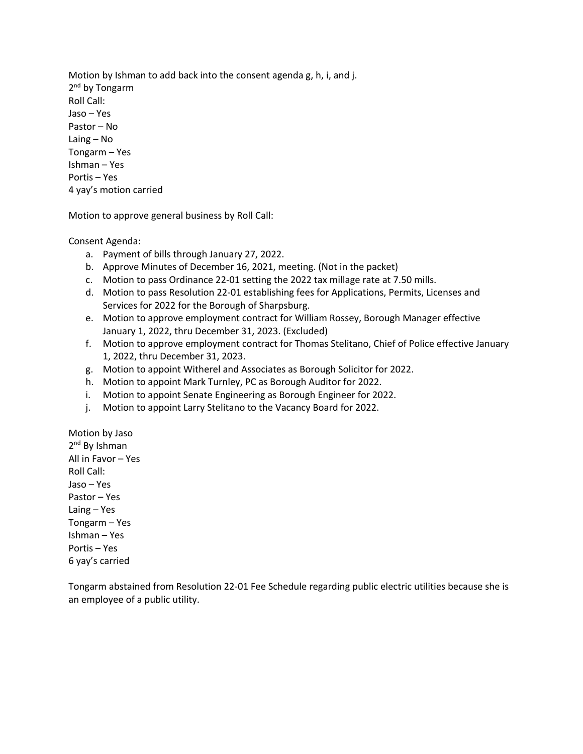Motion by Ishman to add back into the consent agenda g, h, i, and j.
2nd by Tongarm
Roll Call:
Jaso – Yes
Pastor – No
Laing – No
Tongarm – Yes
Ishman – Yes
Portis – Yes
4 yay's motion carried

Motion to approve general business by Roll Call:

Consent Agenda:

a. Payment of bills through January 27, 2022.
b. Approve Minutes of December 16, 2021, meeting. (Not in the packet)
c. Motion to pass Ordinance 22-01 setting the 2022 tax millage rate at 7.50 mills.
d. Motion to pass Resolution 22-01 establishing fees for Applications, Permits, Licenses and Services for 2022 for the Borough of Sharpsburg.
e. Motion to approve employment contract for William Rossey, Borough Manager effective January 1, 2022, thru December 31, 2023. (Excluded)
f. Motion to approve employment contract for Thomas Stelitano, Chief of Police effective January 1, 2022, thru December 31, 2023.
g. Motion to appoint Witherel and Associates as Borough Solicitor for 2022.
h. Motion to appoint Mark Turnley, PC as Borough Auditor for 2022.
i. Motion to appoint Senate Engineering as Borough Engineer for 2022.
j. Motion to appoint Larry Stelitano to the Vacancy Board for 2022.

Motion by Jaso
2nd By Ishman
All in Favor – Yes
Roll Call:
Jaso – Yes
Pastor – Yes
Laing – Yes
Tongarm – Yes
Ishman – Yes
Portis – Yes
6 yay's carried

Tongarm abstained from Resolution 22-01 Fee Schedule regarding public electric utilities because she is an employee of a public utility.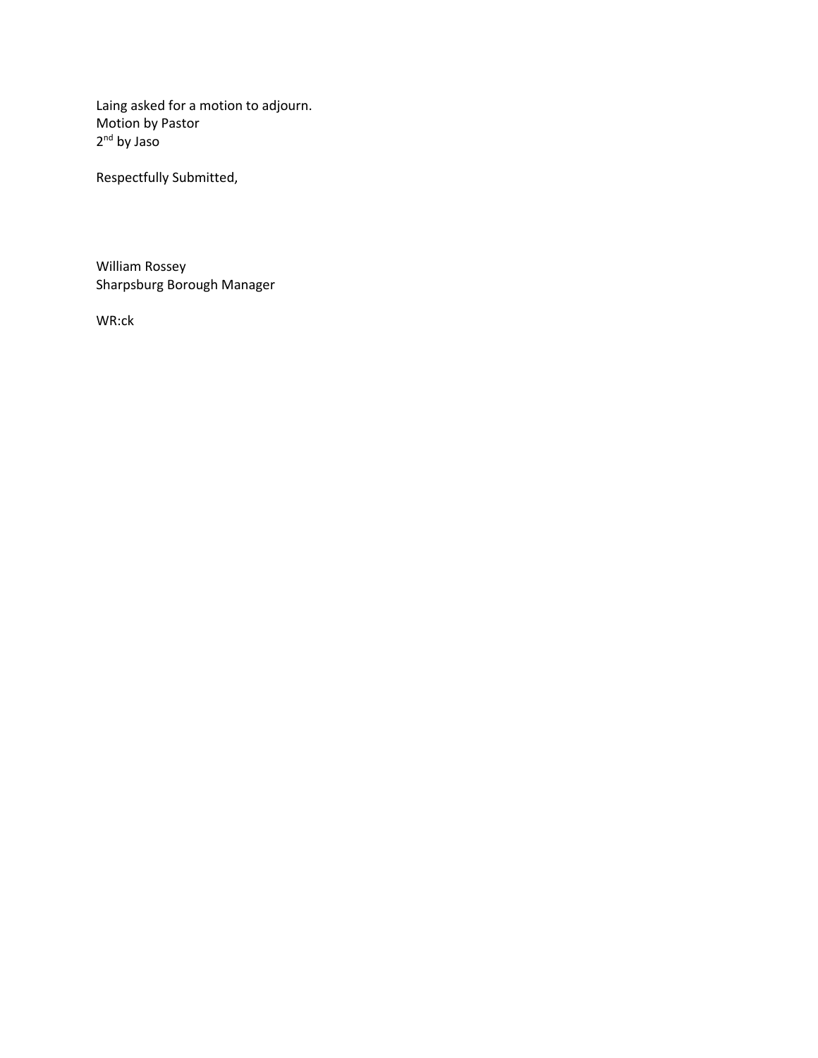Laing asked for a motion to adjourn.
Motion by Pastor
2nd by Jaso

Respectfully Submitted,

William Rossey
Sharpsburg Borough Manager

WR:ck